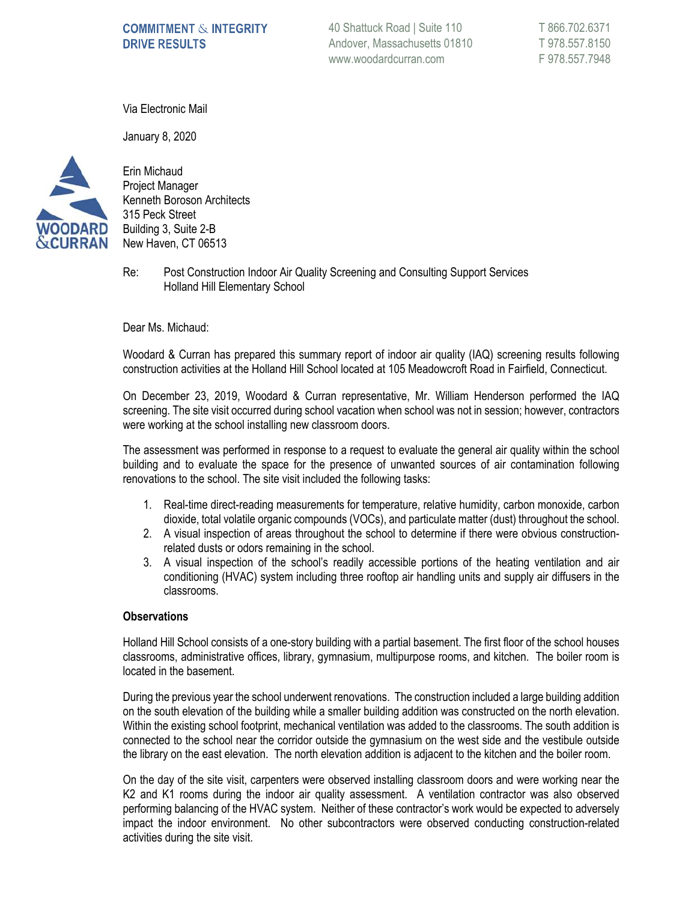COMMITMENT & INTEGRITY
DRIVE RESULTS

40 Shattuck Road | Suite 110
Andover, Massachusetts 01810
www.woodardcurran.com

T 866.702.6371
T 978.557.8150
F 978.557.7948

Via Electronic Mail

January 8, 2020

Erin Michaud
Project Manager
Kenneth Boroson Architects
315 Peck Street
Building 3, Suite 2-B
New Haven, CT 06513

Re: Post Construction Indoor Air Quality Screening and Consulting Support Services
Holland Hill Elementary School

Dear Ms. Michaud:

Woodard & Curran has prepared this summary report of indoor air quality (IAQ) screening results following construction activities at the Holland Hill School located at 105 Meadowcroft Road in Fairfield, Connecticut.

On December 23, 2019, Woodard & Curran representative, Mr. William Henderson performed the IAQ screening. The site visit occurred during school vacation when school was not in session; however, contractors were working at the school installing new classroom doors.

The assessment was performed in response to a request to evaluate the general air quality within the school building and to evaluate the space for the presence of unwanted sources of air contamination following renovations to the school. The site visit included the following tasks:

1. Real-time direct-reading measurements for temperature, relative humidity, carbon monoxide, carbon dioxide, total volatile organic compounds (VOCs), and particulate matter (dust) throughout the school.
2. A visual inspection of areas throughout the school to determine if there were obvious construction-related dusts or odors remaining in the school.
3. A visual inspection of the school's readily accessible portions of the heating ventilation and air conditioning (HVAC) system including three rooftop air handling units and supply air diffusers in the classrooms.

**Observations**

Holland Hill School consists of a one-story building with a partial basement. The first floor of the school houses classrooms, administrative offices, library, gymnasium, multipurpose rooms, and kitchen. The boiler room is located in the basement.

During the previous year the school underwent renovations. The construction included a large building addition on the south elevation of the building while a smaller building addition was constructed on the north elevation. Within the existing school footprint, mechanical ventilation was added to the classrooms. The south addition is connected to the school near the corridor outside the gymnasium on the west side and the vestibule outside the library on the east elevation. The north elevation addition is adjacent to the kitchen and the boiler room.

On the day of the site visit, carpenters were observed installing classroom doors and were working near the K2 and K1 rooms during the indoor air quality assessment. A ventilation contractor was also observed performing balancing of the HVAC system. Neither of these contractor's work would be expected to adversely impact the indoor environment. No other subcontractors were observed conducting construction-related activities during the site visit.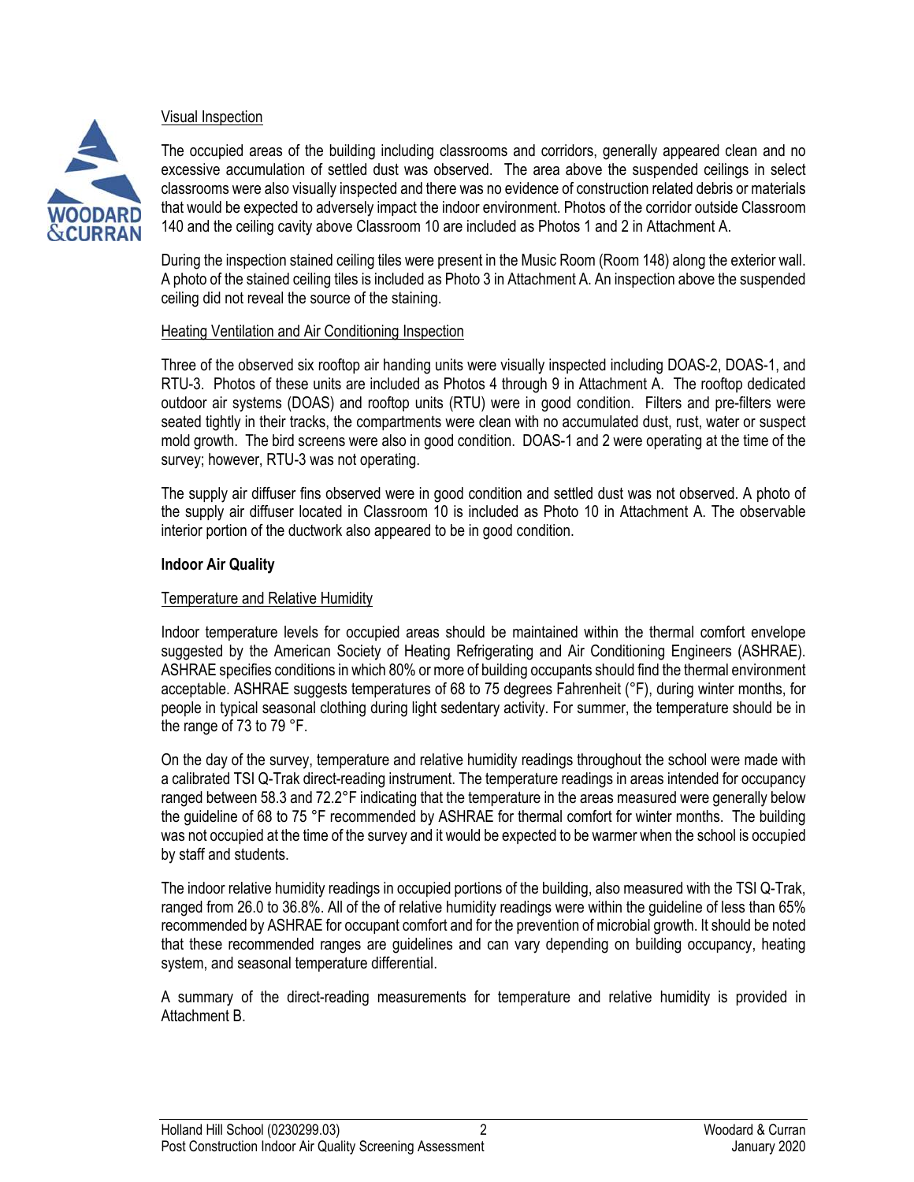### Visual Inspection

The occupied areas of the building including classrooms and corridors, generally appeared clean and no excessive accumulation of settled dust was observed. The area above the suspended ceilings in select classrooms were also visually inspected and there was no evidence of construction related debris or materials that would be expected to adversely impact the indoor environment. Photos of the corridor outside Classroom 140 and the ceiling cavity above Classroom 10 are included as Photos 1 and 2 in Attachment A.

During the inspection stained ceiling tiles were present in the Music Room (Room 148) along the exterior wall. A photo of the stained ceiling tiles is included as Photo 3 in Attachment A. An inspection above the suspended ceiling did not reveal the source of the staining.

### Heating Ventilation and Air Conditioning Inspection

Three of the observed six rooftop air handing units were visually inspected including DOAS-2, DOAS-1, and RTU-3. Photos of these units are included as Photos 4 through 9 in Attachment A. The rooftop dedicated outdoor air systems (DOAS) and rooftop units (RTU) were in good condition. Filters and pre-filters were seated tightly in their tracks, the compartments were clean with no accumulated dust, rust, water or suspect mold growth. The bird screens were also in good condition. DOAS-1 and 2 were operating at the time of the survey; however, RTU-3 was not operating.

The supply air diffuser fins observed were in good condition and settled dust was not observed. A photo of the supply air diffuser located in Classroom 10 is included as Photo 10 in Attachment A. The observable interior portion of the ductwork also appeared to be in good condition.

## Indoor Air Quality

### Temperature and Relative Humidity

Indoor temperature levels for occupied areas should be maintained within the thermal comfort envelope suggested by the American Society of Heating Refrigerating and Air Conditioning Engineers (ASHRAE). ASHRAE specifies conditions in which 80% or more of building occupants should find the thermal environment acceptable. ASHRAE suggests temperatures of 68 to 75 degrees Fahrenheit (°F), during winter months, for people in typical seasonal clothing during light sedentary activity. For summer, the temperature should be in the range of 73 to 79 °F.

On the day of the survey, temperature and relative humidity readings throughout the school were made with a calibrated TSI Q-Trak direct-reading instrument. The temperature readings in areas intended for occupancy ranged between 58.3 and 72.2°F indicating that the temperature in the areas measured were generally below the guideline of 68 to 75 °F recommended by ASHRAE for thermal comfort for winter months. The building was not occupied at the time of the survey and it would be expected to be warmer when the school is occupied by staff and students.

The indoor relative humidity readings in occupied portions of the building, also measured with the TSI Q-Trak, ranged from 26.0 to 36.8%. All of the of relative humidity readings were within the guideline of less than 65% recommended by ASHRAE for occupant comfort and for the prevention of microbial growth. It should be noted that these recommended ranges are guidelines and can vary depending on building occupancy, heating system, and seasonal temperature differential.

A summary of the direct-reading measurements for temperature and relative humidity is provided in Attachment B.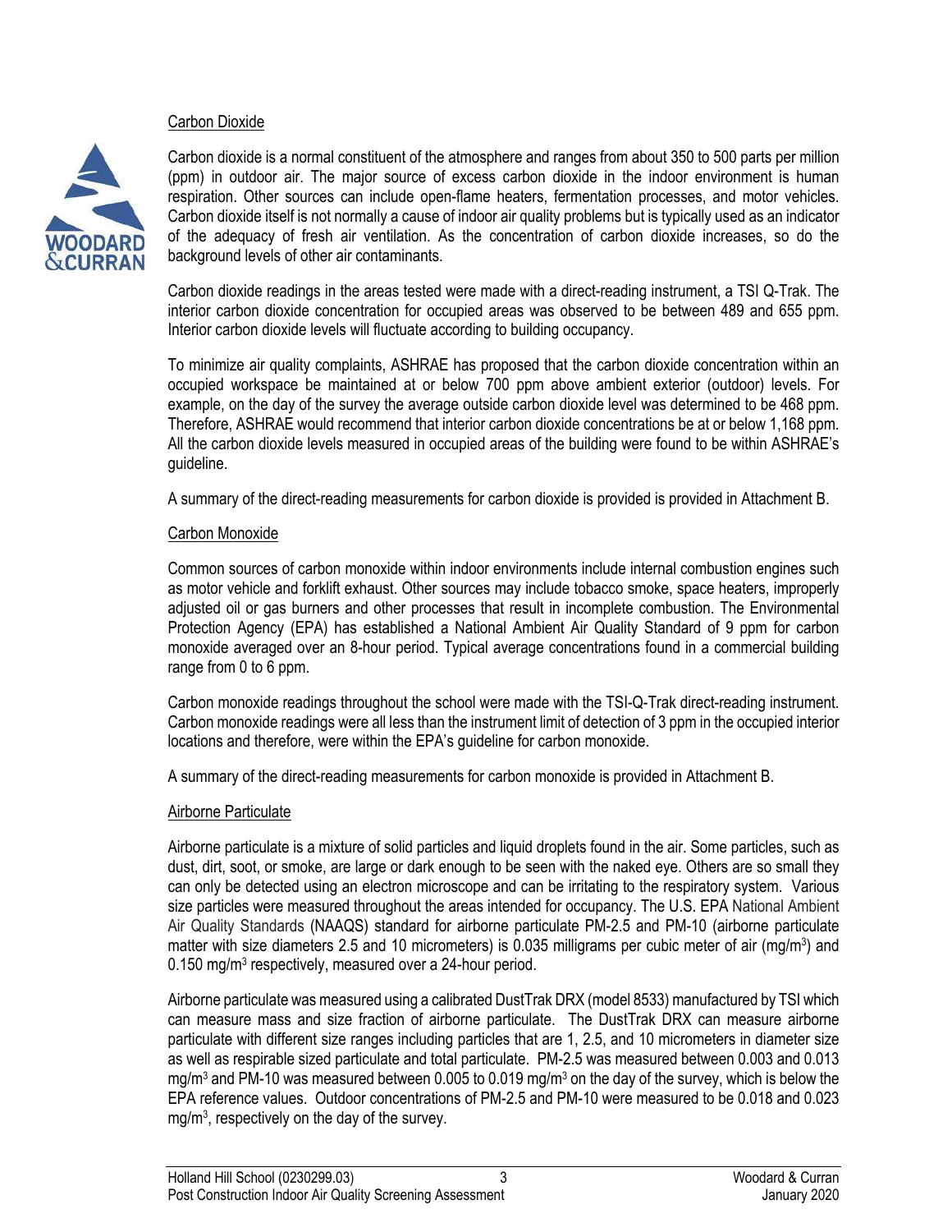### Carbon Dioxide

Carbon dioxide is a normal constituent of the atmosphere and ranges from about 350 to 500 parts per million (ppm) in outdoor air. The major source of excess carbon dioxide in the indoor environment is human respiration. Other sources can include open-flame heaters, fermentation processes, and motor vehicles. Carbon dioxide itself is not normally a cause of indoor air quality problems but is typically used as an indicator of the adequacy of fresh air ventilation. As the concentration of carbon dioxide increases, so do the background levels of other air contaminants.

Carbon dioxide readings in the areas tested were made with a direct-reading instrument, a TSI Q-Trak. The interior carbon dioxide concentration for occupied areas was observed to be between 489 and 655 ppm. Interior carbon dioxide levels will fluctuate according to building occupancy.

To minimize air quality complaints, ASHRAE has proposed that the carbon dioxide concentration within an occupied workspace be maintained at or below 700 ppm above ambient exterior (outdoor) levels. For example, on the day of the survey the average outside carbon dioxide level was determined to be 468 ppm. Therefore, ASHRAE would recommend that interior carbon dioxide concentrations be at or below 1,168 ppm. All the carbon dioxide levels measured in occupied areas of the building were found to be within ASHRAE's guideline.

A summary of the direct-reading measurements for carbon dioxide is provided is provided in Attachment B.

### Carbon Monoxide

Common sources of carbon monoxide within indoor environments include internal combustion engines such as motor vehicle and forklift exhaust. Other sources may include tobacco smoke, space heaters, improperly adjusted oil or gas burners and other processes that result in incomplete combustion. The Environmental Protection Agency (EPA) has established a National Ambient Air Quality Standard of 9 ppm for carbon monoxide averaged over an 8-hour period. Typical average concentrations found in a commercial building range from 0 to 6 ppm.

Carbon monoxide readings throughout the school were made with the TSI-Q-Trak direct-reading instrument. Carbon monoxide readings were all less than the instrument limit of detection of 3 ppm in the occupied interior locations and therefore, were within the EPA's guideline for carbon monoxide.

A summary of the direct-reading measurements for carbon monoxide is provided in Attachment B.

### Airborne Particulate

Airborne particulate is a mixture of solid particles and liquid droplets found in the air. Some particles, such as dust, dirt, soot, or smoke, are large or dark enough to be seen with the naked eye. Others are so small they can only be detected using an electron microscope and can be irritating to the respiratory system. Various size particles were measured throughout the areas intended for occupancy. The U.S. EPA National Ambient Air Quality Standards (NAAQS) standard for airborne particulate PM-2.5 and PM-10 (airborne particulate matter with size diameters 2.5 and 10 micrometers) is 0.035 milligrams per cubic meter of air (mg/m$^3$) and 0.150 mg/m$^3$ respectively, measured over a 24-hour period.

Airborne particulate was measured using a calibrated DustTrak DRX (model 8533) manufactured by TSI which can measure mass and size fraction of airborne particulate. The DustTrak DRX can measure airborne particulate with different size ranges including particles that are 1, 2.5, and 10 micrometers in diameter size as well as respirable sized particulate and total particulate. PM-2.5 was measured between 0.003 and 0.013 mg/m$^3$ and PM-10 was measured between 0.005 to 0.019 mg/m$^3$ on the day of the survey, which is below the EPA reference values. Outdoor concentrations of PM-2.5 and PM-10 were measured to be 0.018 and 0.023 mg/m$^3$, respectively on the day of the survey.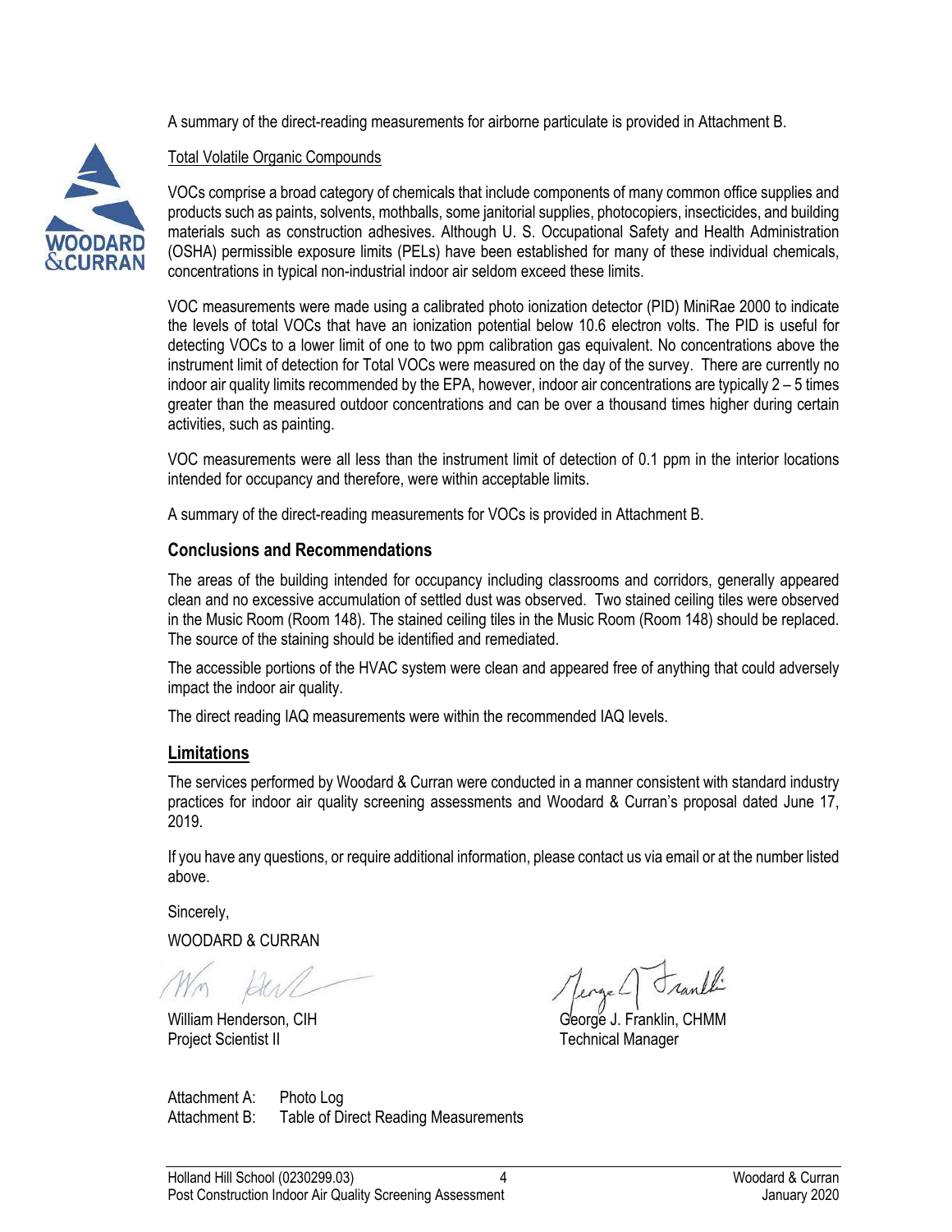A summary of the direct-reading measurements for airborne particulate is provided in Attachment B.

Total Volatile Organic Compounds

VOCs comprise a broad category of chemicals that include components of many common office supplies and products such as paints, solvents, mothballs, some janitorial supplies, photocopiers, insecticides, and building materials such as construction adhesives. Although U. S. Occupational Safety and Health Administration (OSHA) permissible exposure limits (PELs) have been established for many of these individual chemicals, concentrations in typical non-industrial indoor air seldom exceed these limits.

VOC measurements were made using a calibrated photo ionization detector (PID) MiniRae 2000 to indicate the levels of total VOCs that have an ionization potential below 10.6 electron volts. The PID is useful for detecting VOCs to a lower limit of one to two ppm calibration gas equivalent. No concentrations above the instrument limit of detection for Total VOCs were measured on the day of the survey. There are currently no indoor air quality limits recommended by the EPA, however, indoor air concentrations are typically 2 – 5 times greater than the measured outdoor concentrations and can be over a thousand times higher during certain activities, such as painting.

VOC measurements were all less than the instrument limit of detection of 0.1 ppm in the interior locations intended for occupancy and therefore, were within acceptable limits.

A summary of the direct-reading measurements for VOCs is provided in Attachment B.

## Conclusions and Recommendations

The areas of the building intended for occupancy including classrooms and corridors, generally appeared clean and no excessive accumulation of settled dust was observed. Two stained ceiling tiles were observed in the Music Room (Room 148). The stained ceiling tiles in the Music Room (Room 148) should be replaced. The source of the staining should be identified and remediated.

The accessible portions of the HVAC system were clean and appeared free of anything that could adversely impact the indoor air quality.

The direct reading IAQ measurements were within the recommended IAQ levels.

## Limitations

The services performed by Woodard & Curran were conducted in a manner consistent with standard industry practices for indoor air quality screening assessments and Woodard & Curran's proposal dated June 17, 2019.

If you have any questions, or require additional information, please contact us via email or at the number listed above.

Sincerely,

WOODARD & CURRAN

William Henderson, CIH
Project Scientist II

George J. Franklin, CHMM
Technical Manager

Attachment A: Photo Log
Attachment B: Table of Direct Reading Measurements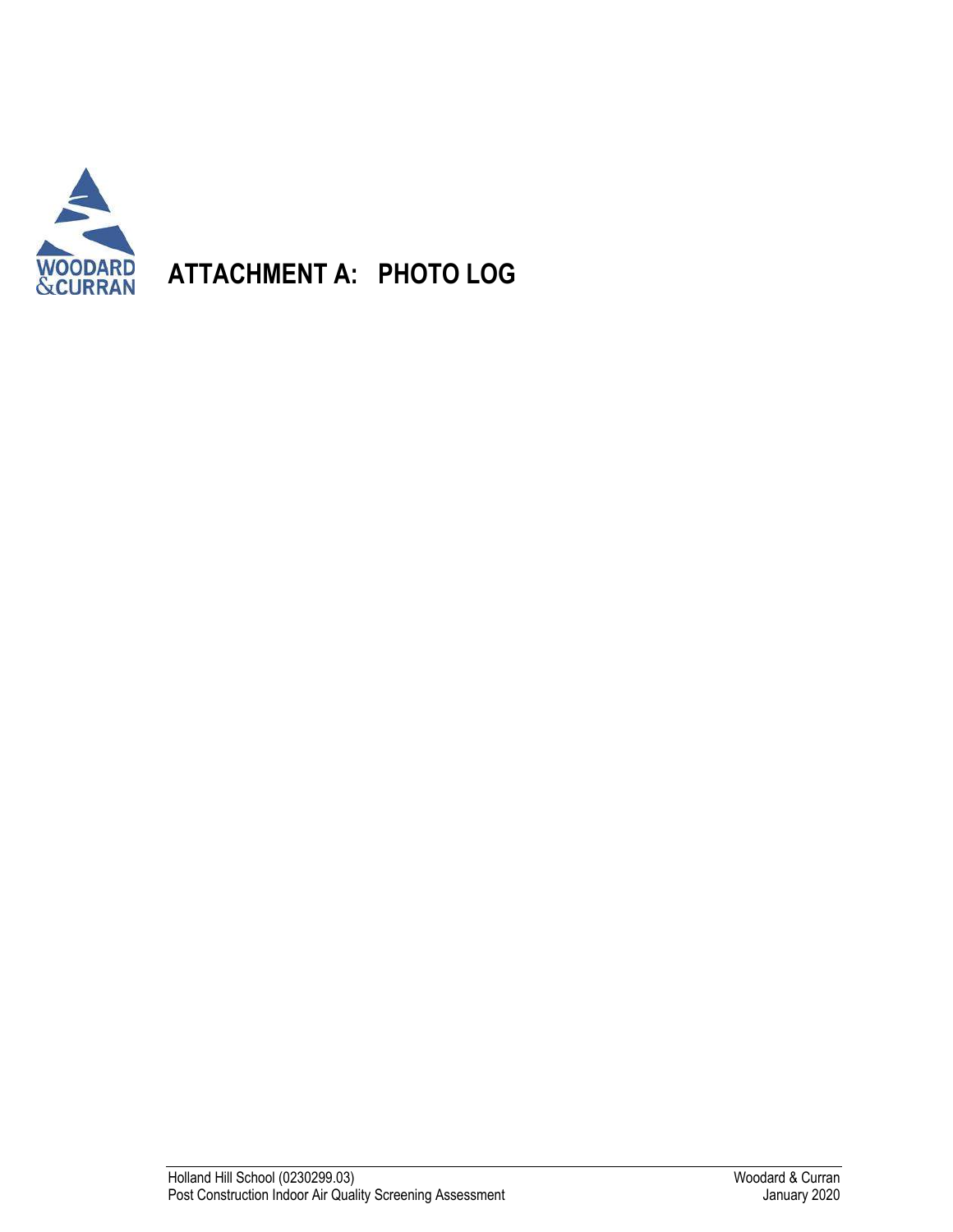# ATTACHMENT A: PHOTO LOG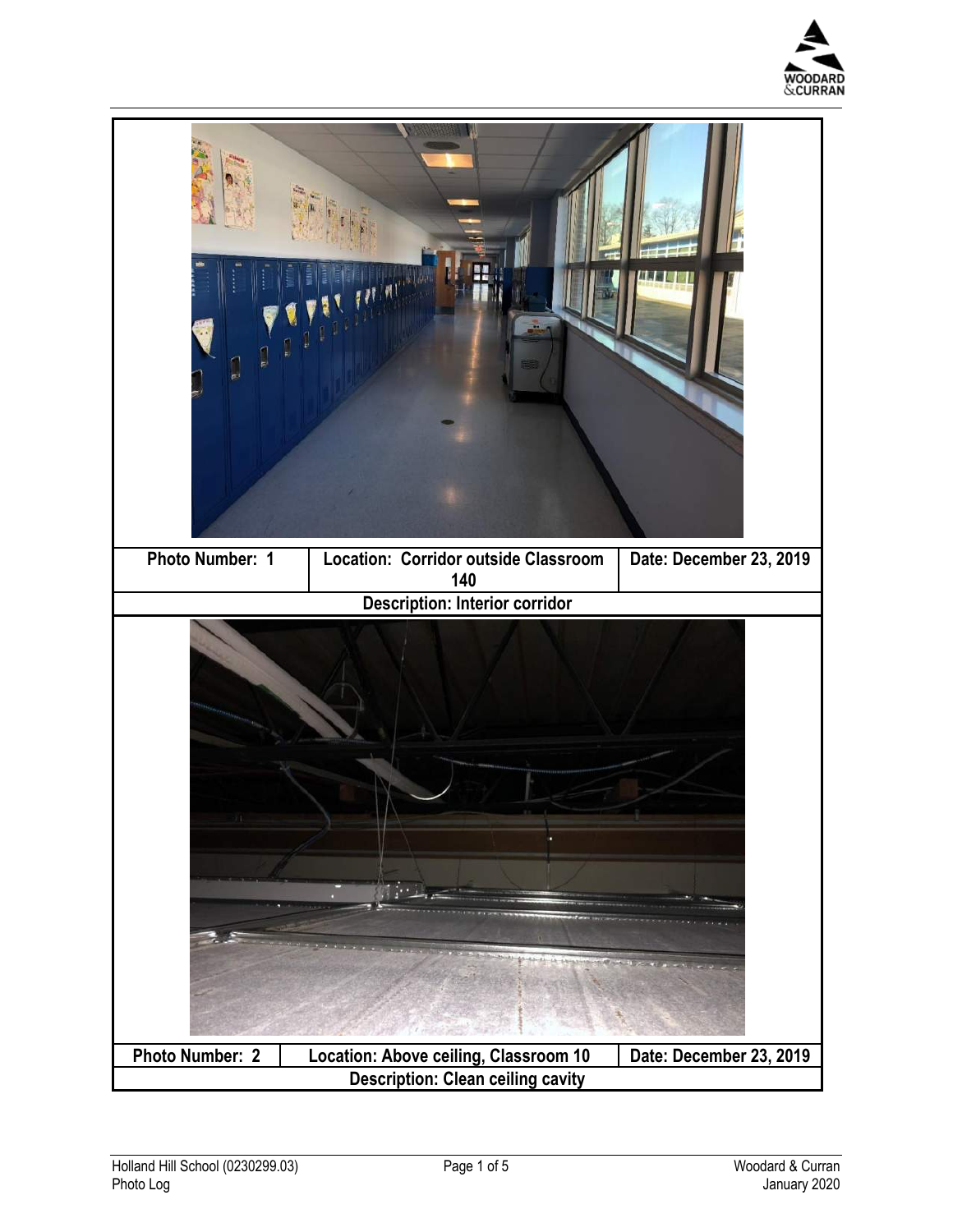| Photo Number: 1 | Location: Corridor outside Classroom 140 | Date: December 23, 2019 |
| --- | --- | --- |
| Description: Interior corridor | | |

| Photo Number: 2 | Location: Above ceiling, Classroom 10 | Date: December 23, 2019 |
| --- | --- | --- |
| Description: Clean ceiling cavity | | |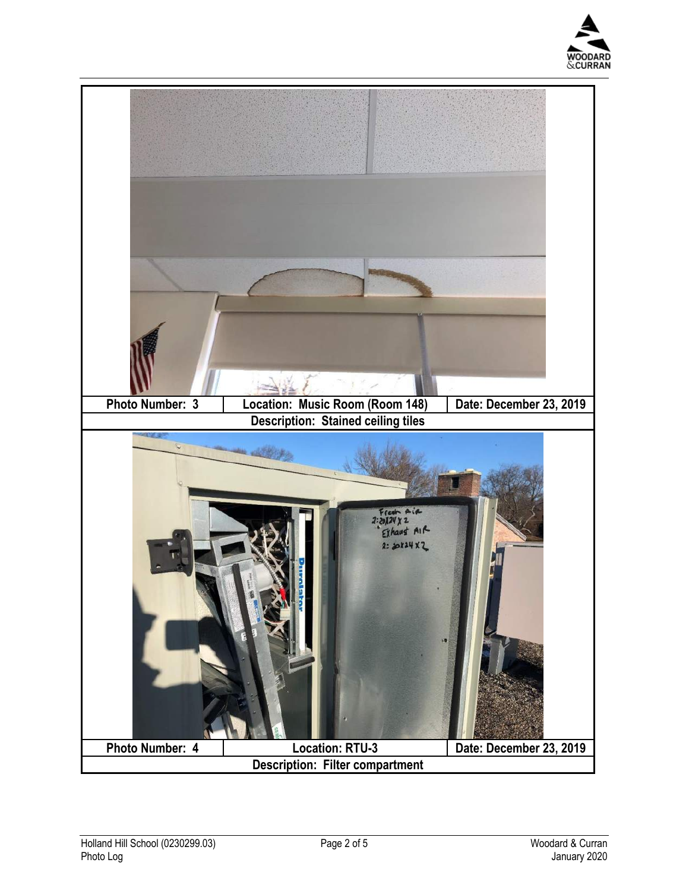| Photo Number: 3 | Location: Music Room (Room 148) | Date: December 23, 2019 |
| --- | --- | --- |
| Description: Stained ceiling tiles | | |

| Photo Number: 4 | Location: RTU-3 | Date: December 23, 2019 |
| --- | --- | --- |
| Description: Filter compartment | | |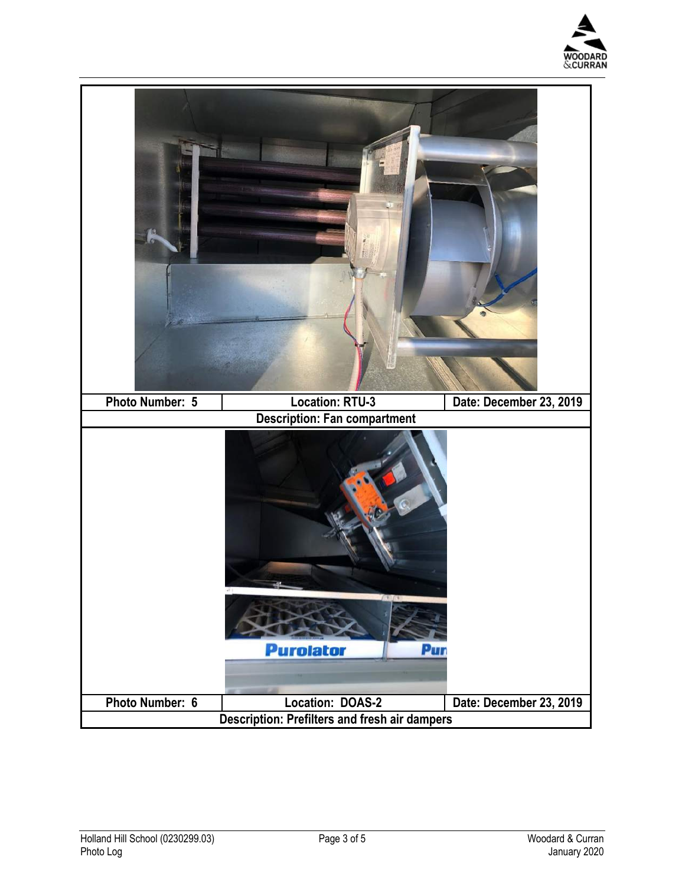| Photo Number: 5 | Location: RTU-3 | Date: December 23, 2019 |
| --- | --- | --- |
| Description: Fan compartment | | |

| Photo Number: 6 | Location: DOAS-2 | Date: December 23, 2019 |
| --- | --- | --- |
| Description: Prefilters and fresh air dampers | | |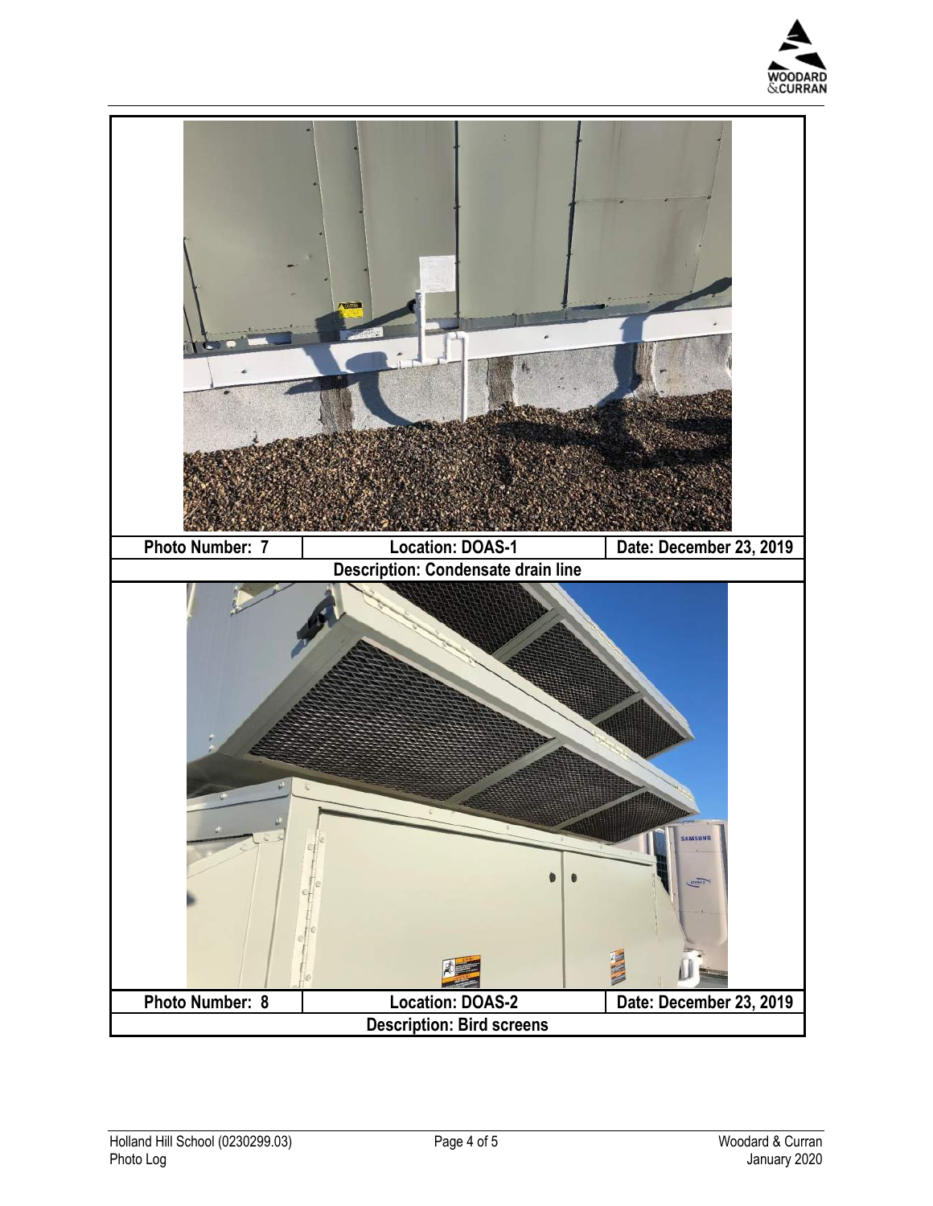| Photo Number: 7 | Location: DOAS-1 | Date: December 23, 2019 |
| --- | --- | --- |
| Description: Condensate drain line | | |

| Photo Number: 8 | Location: DOAS-2 | Date: December 23, 2019 |
| --- | --- | --- |
| Description: Bird screens | | |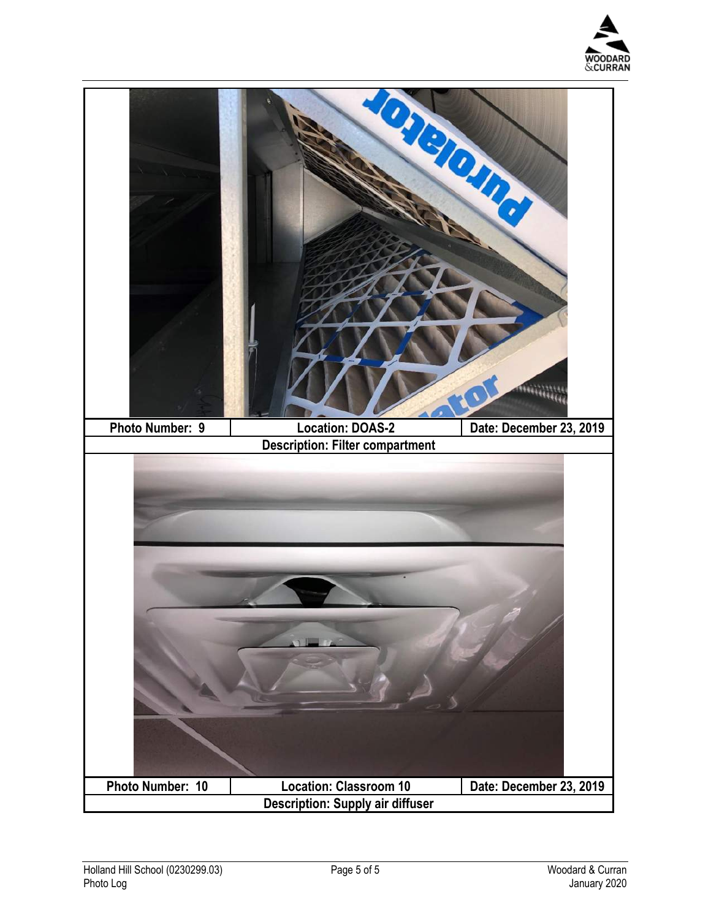| Photo Number: 9 | Location: DOAS-2 | Date: December 23, 2019 |
|---|---|---|
| Description: Filter compartment | | |

| Photo Number: 10 | Location: Classroom 10 | Date: December 23, 2019 |
|---|---|---|
| Description: Supply air diffuser | | |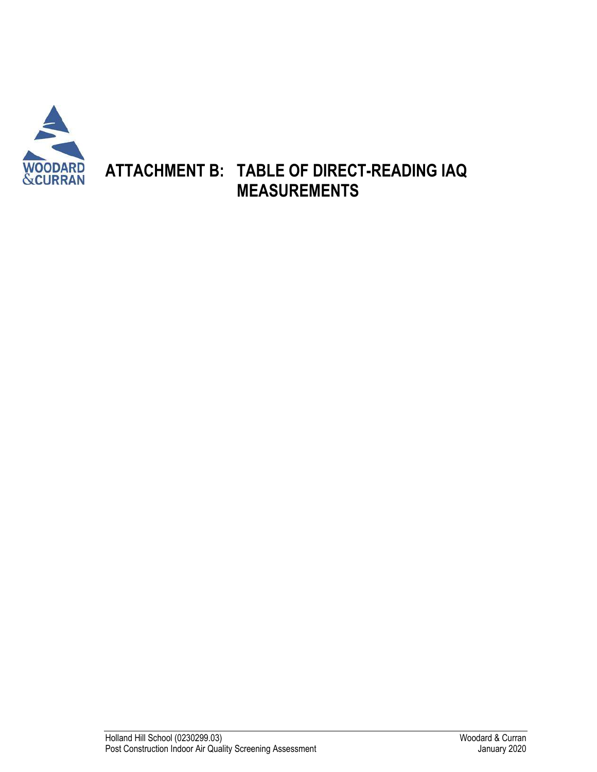# ATTACHMENT B: TABLE OF DIRECT-READING IAQ MEASUREMENTS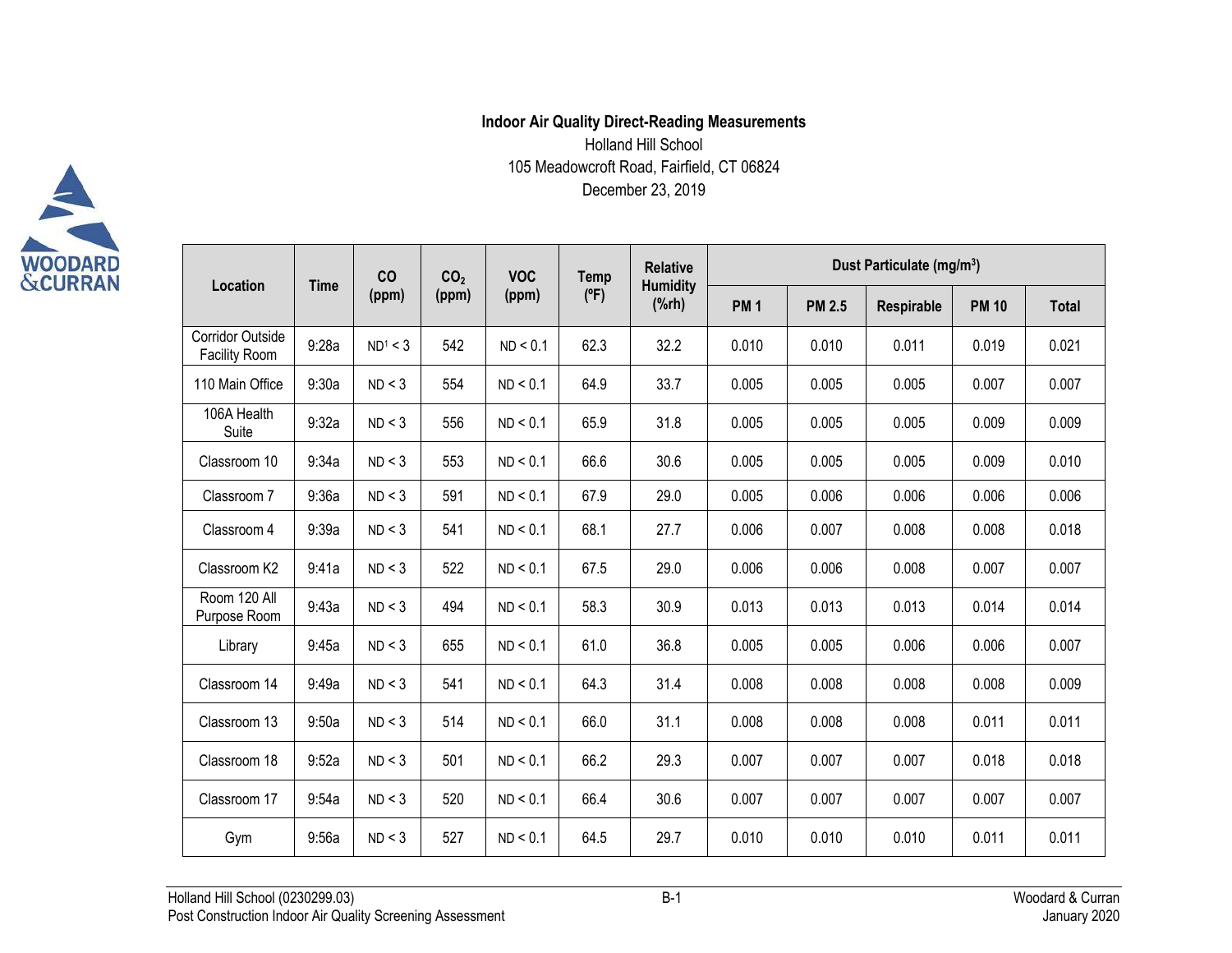**Indoor Air Quality Direct-Reading Measurements**

Holland Hill School

105 Meadowcroft Road, Fairfield, CT 06824

December 23, 2019

| Location | Time | CO (ppm) | $CO_2$ (ppm) | VOC (ppm) | Temp (ºF) | Relative Humidity (%rh) | Dust Particulate ($mg/m^3$) | | | | |
|---|---|---|---|---|---|---|---|---|---|---|---|
| | | | | | | | PM 1 | PM 2.5 | Respirable | PM 10 | Total |
| Corridor Outside Facility Room | 9:28a | ND[1] < 3 | 542 | ND < 0.1 | 62.3 | 32.2 | 0.010 | 0.010 | 0.011 | 0.019 | 0.021 |
| 110 Main Office | 9:30a | ND < 3 | 554 | ND < 0.1 | 64.9 | 33.7 | 0.005 | 0.005 | 0.005 | 0.007 | 0.007 |
| 106A Health Suite | 9:32a | ND < 3 | 556 | ND < 0.1 | 65.9 | 31.8 | 0.005 | 0.005 | 0.005 | 0.009 | 0.009 |
| Classroom 10 | 9:34a | ND < 3 | 553 | ND < 0.1 | 66.6 | 30.6 | 0.005 | 0.005 | 0.005 | 0.009 | 0.010 |
| Classroom 7 | 9:36a | ND < 3 | 591 | ND < 0.1 | 67.9 | 29.0 | 0.005 | 0.006 | 0.006 | 0.006 | 0.006 |
| Classroom 4 | 9:39a | ND < 3 | 541 | ND < 0.1 | 68.1 | 27.7 | 0.006 | 0.007 | 0.008 | 0.008 | 0.018 |
| Classroom K2 | 9:41a | ND < 3 | 522 | ND < 0.1 | 67.5 | 29.0 | 0.006 | 0.006 | 0.008 | 0.007 | 0.007 |
| Room 120 All Purpose Room | 9:43a | ND < 3 | 494 | ND < 0.1 | 58.3 | 30.9 | 0.013 | 0.013 | 0.013 | 0.014 | 0.014 |
| Library | 9:45a | ND < 3 | 655 | ND < 0.1 | 61.0 | 36.8 | 0.005 | 0.005 | 0.006 | 0.006 | 0.007 |
| Classroom 14 | 9:49a | ND < 3 | 541 | ND < 0.1 | 64.3 | 31.4 | 0.008 | 0.008 | 0.008 | 0.008 | 0.009 |
| Classroom 13 | 9:50a | ND < 3 | 514 | ND < 0.1 | 66.0 | 31.1 | 0.008 | 0.008 | 0.008 | 0.011 | 0.011 |
| Classroom 18 | 9:52a | ND < 3 | 501 | ND < 0.1 | 66.2 | 29.3 | 0.007 | 0.007 | 0.007 | 0.018 | 0.018 |
| Classroom 17 | 9:54a | ND < 3 | 520 | ND < 0.1 | 66.4 | 30.6 | 0.007 | 0.007 | 0.007 | 0.007 | 0.007 |
| Gym | 9:56a | ND < 3 | 527 | ND < 0.1 | 64.5 | 29.7 | 0.010 | 0.010 | 0.010 | 0.011 | 0.011 |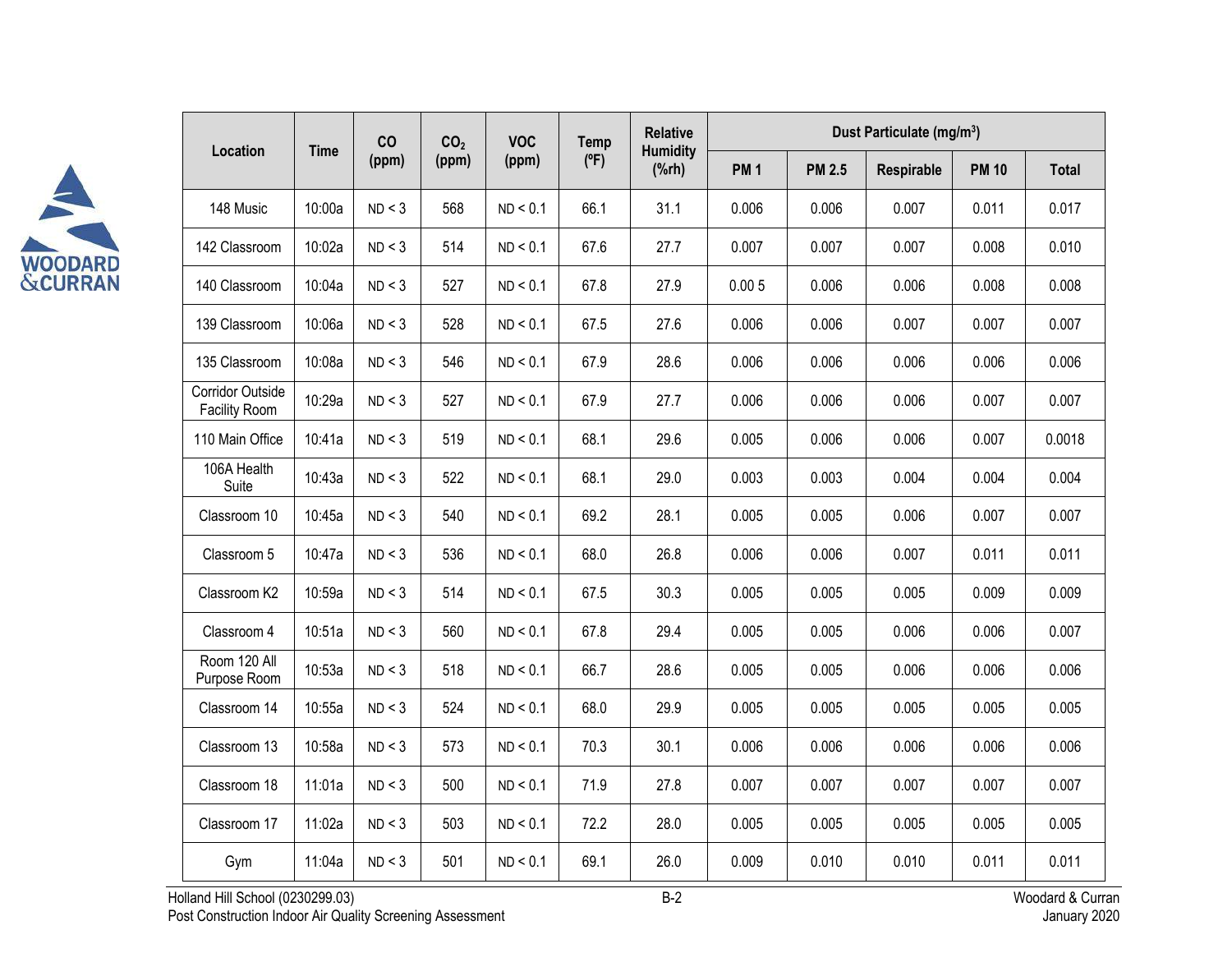| Location | Time | CO (ppm) | $CO_2$ (ppm) | VOC (ppm) | Temp (ºF) | Relative Humidity (%rh) | Dust Particulate (mg/m[3]) | | | | |
|---|---|---|---|---|---|---|---|---|---|---|---|
| | | | | | | | PM 1 | PM 2.5 | Respirable | PM 10 | Total |
| 148 Music | 10:00a | ND < 3 | 568 | ND < 0.1 | 66.1 | 31.1 | 0.006 | 0.006 | 0.007 | 0.011 | 0.017 |
| 142 Classroom | 10:02a | ND < 3 | 514 | ND < 0.1 | 67.6 | 27.7 | 0.007 | 0.007 | 0.007 | 0.008 | 0.010 |
| 140 Classroom | 10:04a | ND < 3 | 527 | ND < 0.1 | 67.8 | 27.9 | 0.00 5 | 0.006 | 0.006 | 0.008 | 0.008 |
| 139 Classroom | 10:06a | ND < 3 | 528 | ND < 0.1 | 67.5 | 27.6 | 0.006 | 0.006 | 0.007 | 0.007 | 0.007 |
| 135 Classroom | 10:08a | ND < 3 | 546 | ND < 0.1 | 67.9 | 28.6 | 0.006 | 0.006 | 0.006 | 0.006 | 0.006 |
| Corridor Outside Facility Room | 10:29a | ND < 3 | 527 | ND < 0.1 | 67.9 | 27.7 | 0.006 | 0.006 | 0.006 | 0.007 | 0.007 |
| 110 Main Office | 10:41a | ND < 3 | 519 | ND < 0.1 | 68.1 | 29.6 | 0.005 | 0.006 | 0.006 | 0.007 | 0.0018 |
| 106A Health Suite | 10:43a | ND < 3 | 522 | ND < 0.1 | 68.1 | 29.0 | 0.003 | 0.003 | 0.004 | 0.004 | 0.004 |
| Classroom 10 | 10:45a | ND < 3 | 540 | ND < 0.1 | 69.2 | 28.1 | 0.005 | 0.005 | 0.006 | 0.007 | 0.007 |
| Classroom 5 | 10:47a | ND < 3 | 536 | ND < 0.1 | 68.0 | 26.8 | 0.006 | 0.006 | 0.007 | 0.011 | 0.011 |
| Classroom K2 | 10:59a | ND < 3 | 514 | ND < 0.1 | 67.5 | 30.3 | 0.005 | 0.005 | 0.005 | 0.009 | 0.009 |
| Classroom 4 | 10:51a | ND < 3 | 560 | ND < 0.1 | 67.8 | 29.4 | 0.005 | 0.005 | 0.006 | 0.006 | 0.007 |
| Room 120 All Purpose Room | 10:53a | ND < 3 | 518 | ND < 0.1 | 66.7 | 28.6 | 0.005 | 0.005 | 0.006 | 0.006 | 0.006 |
| Classroom 14 | 10:55a | ND < 3 | 524 | ND < 0.1 | 68.0 | 29.9 | 0.005 | 0.005 | 0.005 | 0.005 | 0.005 |
| Classroom 13 | 10:58a | ND < 3 | 573 | ND < 0.1 | 70.3 | 30.1 | 0.006 | 0.006 | 0.006 | 0.006 | 0.006 |
| Classroom 18 | 11:01a | ND < 3 | 500 | ND < 0.1 | 71.9 | 27.8 | 0.007 | 0.007 | 0.007 | 0.007 | 0.007 |
| Classroom 17 | 11:02a | ND < 3 | 503 | ND < 0.1 | 72.2 | 28.0 | 0.005 | 0.005 | 0.005 | 0.005 | 0.005 |
| Gym | 11:04a | ND < 3 | 501 | ND < 0.1 | 69.1 | 26.0 | 0.009 | 0.010 | 0.010 | 0.011 | 0.011 |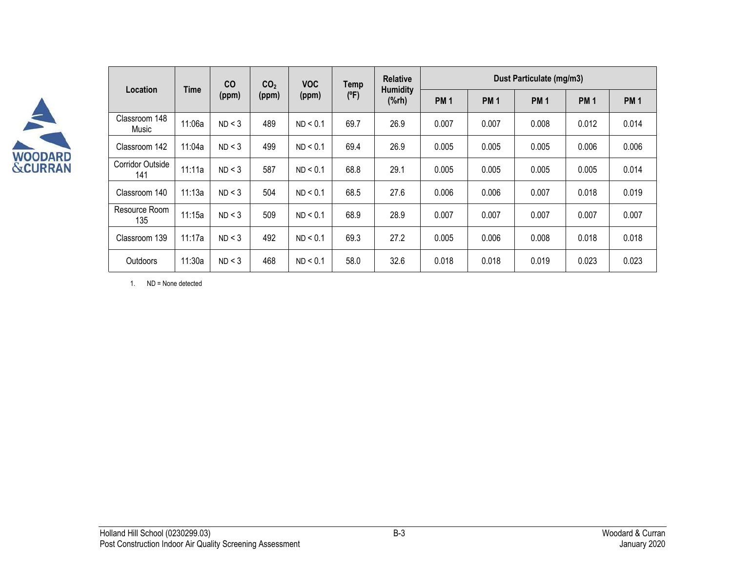| Location | Time | CO (ppm) | $CO_2$ (ppm) | VOC (ppm) | Temp (ºF) | Relative Humidity (%rh) | Dust Particulate (mg/m3) | | | | |
|---|---|---|---|---|---|---|---|---|---|---|---|
| | | | | | | | PM 1 | PM 1 | PM 1 | PM 1 | PM 1 |
| Classroom 148 Music | 11:06a | ND < 3 | 489 | ND < 0.1 | 69.7 | 26.9 | 0.007 | 0.007 | 0.008 | 0.012 | 0.014 |
| Classroom 142 | 11:04a | ND < 3 | 499 | ND < 0.1 | 69.4 | 26.9 | 0.005 | 0.005 | 0.005 | 0.006 | 0.006 |
| Corridor Outside 141 | 11:11a | ND < 3 | 587 | ND < 0.1 | 68.8 | 29.1 | 0.005 | 0.005 | 0.005 | 0.005 | 0.014 |
| Classroom 140 | 11:13a | ND < 3 | 504 | ND < 0.1 | 68.5 | 27.6 | 0.006 | 0.006 | 0.007 | 0.018 | 0.019 |
| Resource Room 135 | 11:15a | ND < 3 | 509 | ND < 0.1 | 68.9 | 28.9 | 0.007 | 0.007 | 0.007 | 0.007 | 0.007 |
| Classroom 139 | 11:17a | ND < 3 | 492 | ND < 0.1 | 69.3 | 27.2 | 0.005 | 0.006 | 0.008 | 0.018 | 0.018 |
| Outdoors | 11:30a | ND < 3 | 468 | ND < 0.1 | 58.0 | 32.6 | 0.018 | 0.018 | 0.019 | 0.023 | 0.023 |

1. ND = None detected